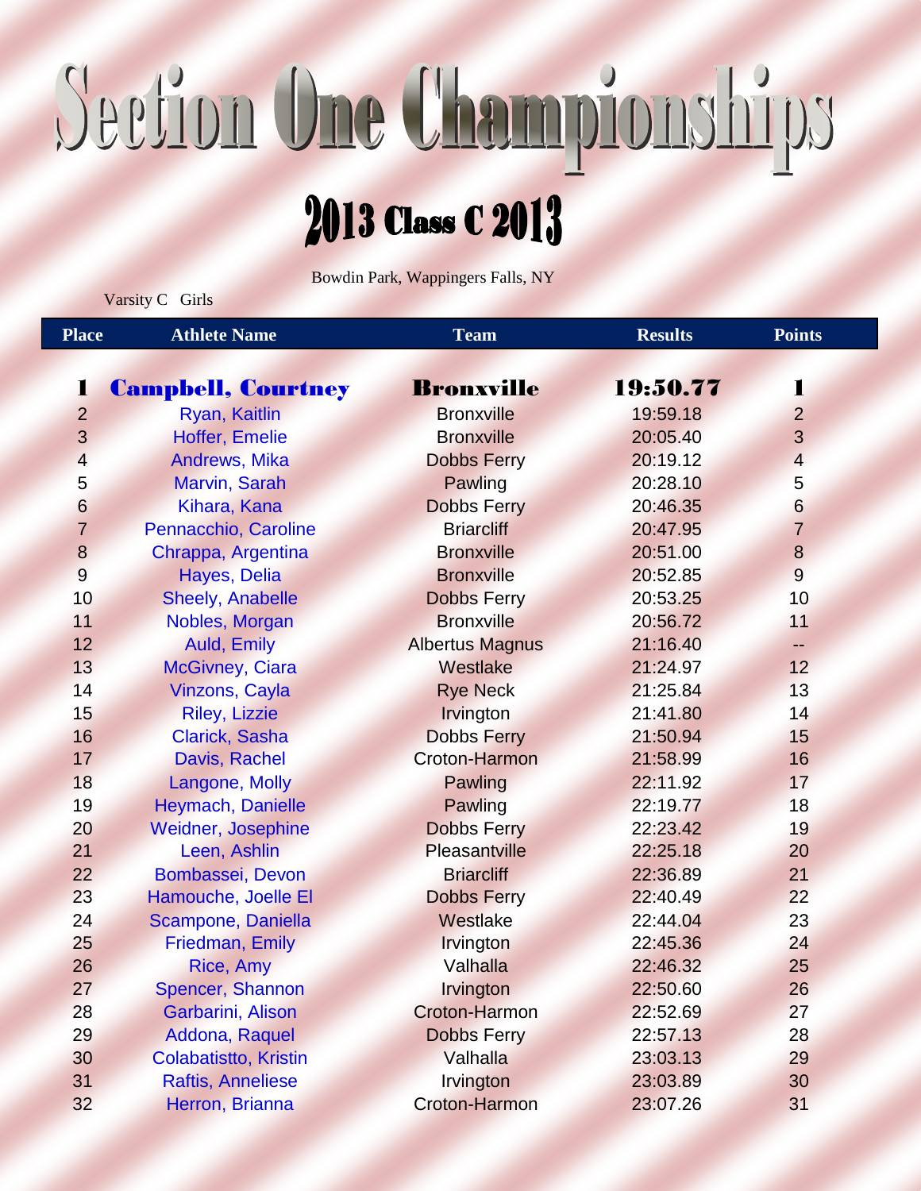# Section One Championships

## 2013 Class C 2013

Bowdin Park, Wappingers Falls, NY

Varsity C Girls

| Place | Athlete Name | Team | Results | Points |
|---|---|---|---|---|
| **1** | **Campbell, Courtney** | **Bronxville** | **19:50.77** | **1** |
| 2 | Ryan, Kaitlin | Bronxville | 19:59.18 | 2 |
| 3 | Hoffer, Emelie | Bronxville | 20:05.40 | 3 |
| 4 | Andrews, Mika | Dobbs Ferry | 20:19.12 | 4 |
| 5 | Marvin, Sarah | Pawling | 20:28.10 | 5 |
| 6 | Kihara, Kana | Dobbs Ferry | 20:46.35 | 6 |
| 7 | Pennacchio, Caroline | Briarcliff | 20:47.95 | 7 |
| 8 | Chrappa, Argentina | Bronxville | 20:51.00 | 8 |
| 9 | Hayes, Delia | Bronxville | 20:52.85 | 9 |
| 10 | Sheely, Anabelle | Dobbs Ferry | 20:53.25 | 10 |
| 11 | Nobles, Morgan | Bronxville | 20:56.72 | 11 |
| 12 | Auld, Emily | Albertus Magnus | 21:16.40 | -- |
| 13 | McGivney, Ciara | Westlake | 21:24.97 | 12 |
| 14 | Vinzons, Cayla | Rye Neck | 21:25.84 | 13 |
| 15 | Riley, Lizzie | Irvington | 21:41.80 | 14 |
| 16 | Clarick, Sasha | Dobbs Ferry | 21:50.94 | 15 |
| 17 | Davis, Rachel | Croton-Harmon | 21:58.99 | 16 |
| 18 | Langone, Molly | Pawling | 22:11.92 | 17 |
| 19 | Heymach, Danielle | Pawling | 22:19.77 | 18 |
| 20 | Weidner, Josephine | Dobbs Ferry | 22:23.42 | 19 |
| 21 | Leen, Ashlin | Pleasantville | 22:25.18 | 20 |
| 22 | Bombassei, Devon | Briarcliff | 22:36.89 | 21 |
| 23 | Hamouche, Joelle El | Dobbs Ferry | 22:40.49 | 22 |
| 24 | Scampone, Daniella | Westlake | 22:44.04 | 23 |
| 25 | Friedman, Emily | Irvington | 22:45.36 | 24 |
| 26 | Rice, Amy | Valhalla | 22:46.32 | 25 |
| 27 | Spencer, Shannon | Irvington | 22:50.60 | 26 |
| 28 | Garbarini, Alison | Croton-Harmon | 22:52.69 | 27 |
| 29 | Addona, Raquel | Dobbs Ferry | 22:57.13 | 28 |
| 30 | Colabatistto, Kristin | Valhalla | 23:03.13 | 29 |
| 31 | Raftis, Anneliese | Irvington | 23:03.89 | 30 |
| 32 | Herron, Brianna | Croton-Harmon | 23:07.26 | 31 |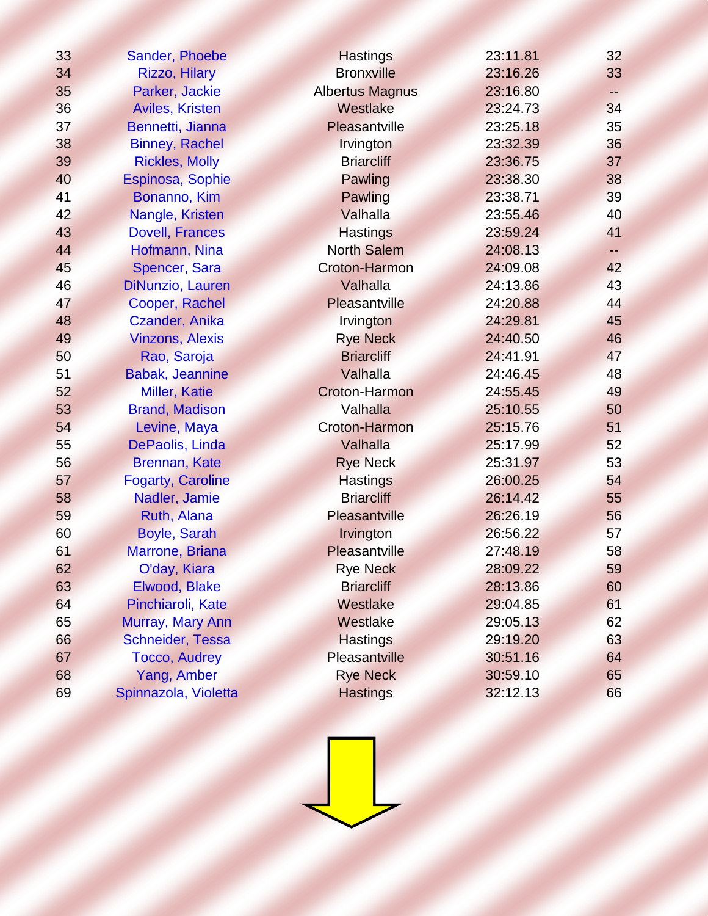| | | | | |
|---|---|---|---|---|
| 33 | Sander, Phoebe | Hastings | 23:11.81 | 32 |
| 34 | Rizzo, Hilary | Bronxville | 23:16.26 | 33 |
| 35 | Parker, Jackie | Albertus Magnus | 23:16.80 | -- |
| 36 | Aviles, Kristen | Westlake | 23:24.73 | 34 |
| 37 | Bennetti, Jianna | Pleasantville | 23:25.18 | 35 |
| 38 | Binney, Rachel | Irvington | 23:32.39 | 36 |
| 39 | Rickles, Molly | Briarcliff | 23:36.75 | 37 |
| 40 | Espinosa, Sophie | Pawling | 23:38.30 | 38 |
| 41 | Bonanno, Kim | Pawling | 23:38.71 | 39 |
| 42 | Nangle, Kristen | Valhalla | 23:55.46 | 40 |
| 43 | Dovell, Frances | Hastings | 23:59.24 | 41 |
| 44 | Hofmann, Nina | North Salem | 24:08.13 | -- |
| 45 | Spencer, Sara | Croton-Harmon | 24:09.08 | 42 |
| 46 | DiNunzio, Lauren | Valhalla | 24:13.86 | 43 |
| 47 | Cooper, Rachel | Pleasantville | 24:20.88 | 44 |
| 48 | Czander, Anika | Irvington | 24:29.81 | 45 |
| 49 | Vinzons, Alexis | Rye Neck | 24:40.50 | 46 |
| 50 | Rao, Saroja | Briarcliff | 24:41.91 | 47 |
| 51 | Babak, Jeannine | Valhalla | 24:46.45 | 48 |
| 52 | Miller, Katie | Croton-Harmon | 24:55.45 | 49 |
| 53 | Brand, Madison | Valhalla | 25:10.55 | 50 |
| 54 | Levine, Maya | Croton-Harmon | 25:15.76 | 51 |
| 55 | DePaolis, Linda | Valhalla | 25:17.99 | 52 |
| 56 | Brennan, Kate | Rye Neck | 25:31.97 | 53 |
| 57 | Fogarty, Caroline | Hastings | 26:00.25 | 54 |
| 58 | Nadler, Jamie | Briarcliff | 26:14.42 | 55 |
| 59 | Ruth, Alana | Pleasantville | 26:26.19 | 56 |
| 60 | Boyle, Sarah | Irvington | 26:56.22 | 57 |
| 61 | Marrone, Briana | Pleasantville | 27:48.19 | 58 |
| 62 | O'day, Kiara | Rye Neck | 28:09.22 | 59 |
| 63 | Elwood, Blake | Briarcliff | 28:13.86 | 60 |
| 64 | Pinchiaroli, Kate | Westlake | 29:04.85 | 61 |
| 65 | Murray, Mary Ann | Westlake | 29:05.13 | 62 |
| 66 | Schneider, Tessa | Hastings | 29:19.20 | 63 |
| 67 | Tocco, Audrey | Pleasantville | 30:51.16 | 64 |
| 68 | Yang, Amber | Rye Neck | 30:59.10 | 65 |
| 69 | Spinnazola, Violetta | Hastings | 32:12.13 | 66 |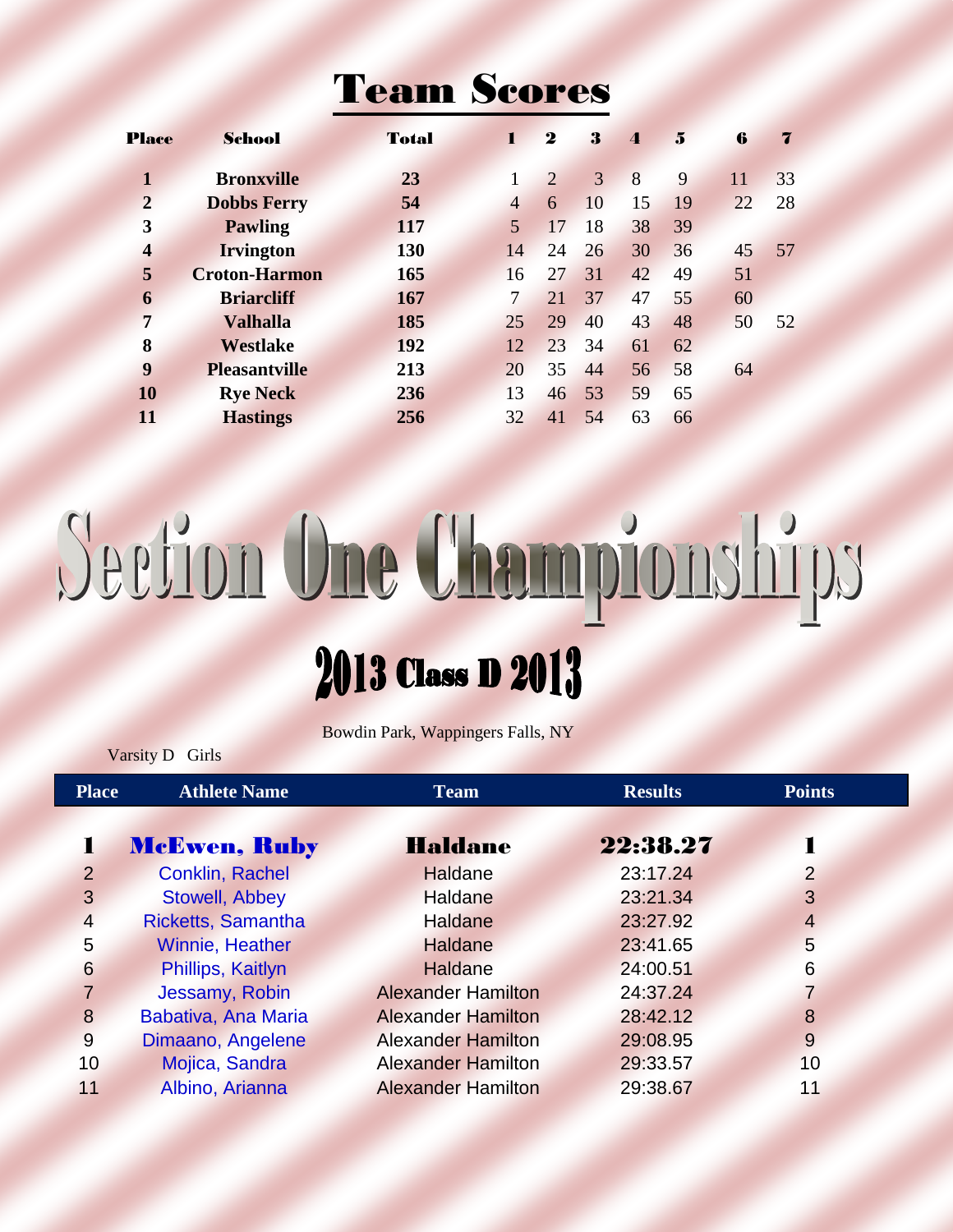# Team Scores

| Place | School | Total | 1 | 2 | 3 | 4 | 5 | 6 | 7 |
|---|---|---|---|---|---|---|---|---|---|
| 1 | Bronxville | 23 | 1 | 2 | 3 | 8 | 9 | 11 | 33 |
| 2 | Dobbs Ferry | 54 | 4 | 6 | 10 | 15 | 19 | 22 | 28 |
| 3 | Pawling | 117 | 5 | 17 | 18 | 38 | 39 | | |
| 4 | Irvington | 130 | 14 | 24 | 26 | 30 | 36 | 45 | 57 |
| 5 | Croton-Harmon | 165 | 16 | 27 | 31 | 42 | 49 | 51 | |
| 6 | Briarcliff | 167 | 7 | 21 | 37 | 47 | 55 | 60 | |
| 7 | Valhalla | 185 | 25 | 29 | 40 | 43 | 48 | 50 | 52 |
| 8 | Westlake | 192 | 12 | 23 | 34 | 61 | 62 | | |
| 9 | Pleasantville | 213 | 20 | 35 | 44 | 56 | 58 | 64 | |
| 10 | Rye Neck | 236 | 13 | 46 | 53 | 59 | 65 | | |
| 11 | Hastings | 256 | 32 | 41 | 54 | 63 | 66 | | |

# Section One Championships

## 2013 Class D 2013

Bowdin Park, Wappingers Falls, NY

Varsity D Girls

| Place | Athlete Name | Team | Results | Points |
|---|---|---|---|---|
| **1** | **McEwen, Ruby** | **Haldane** | **22:38.27** | **1** |
| 2 | Conklin, Rachel | Haldane | 23:17.24 | 2 |
| 3 | Stowell, Abbey | Haldane | 23:21.34 | 3 |
| 4 | Ricketts, Samantha | Haldane | 23:27.92 | 4 |
| 5 | Winnie, Heather | Haldane | 23:41.65 | 5 |
| 6 | Phillips, Kaitlyn | Haldane | 24:00.51 | 6 |
| 7 | Jessamy, Robin | Alexander Hamilton | 24:37.24 | 7 |
| 8 | Babativa, Ana Maria | Alexander Hamilton | 28:42.12 | 8 |
| 9 | Dimaano, Angelene | Alexander Hamilton | 29:08.95 | 9 |
| 10 | Mojica, Sandra | Alexander Hamilton | 29:33.57 | 10 |
| 11 | Albino, Arianna | Alexander Hamilton | 29:38.67 | 11 |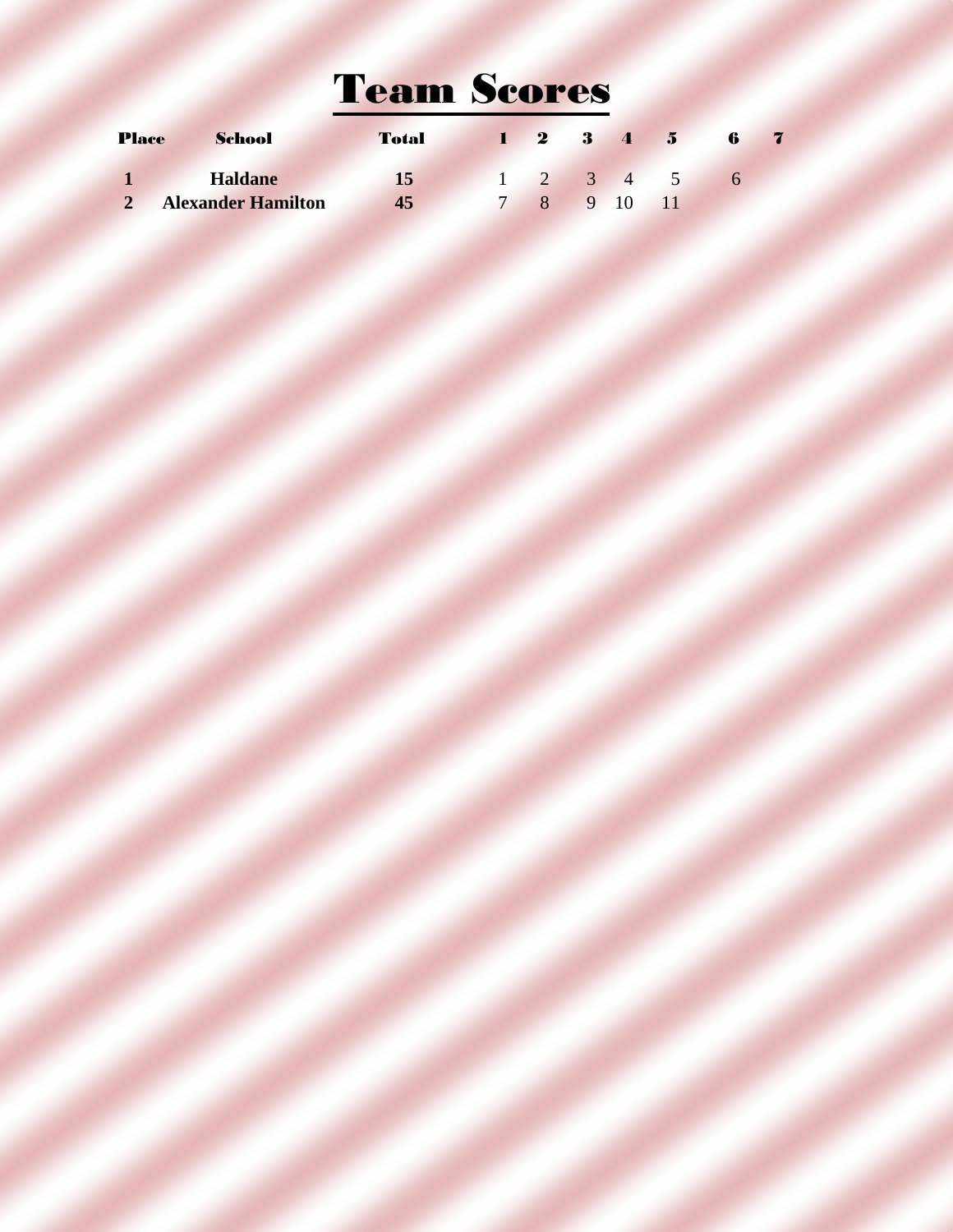# Team Scores

| Place | School | Total | 1 | 2 | 3 | 4 | 5 | 6 | 7 |
|---|---|---|---|---|---|---|---|---|---|
| **1** | **Haldane** | **15** | 1 | 2 | 3 | 4 | 5 | 6 | |
| **2** | **Alexander Hamilton** | **45** | 7 | 8 | 9 | 10 | 11 | | |